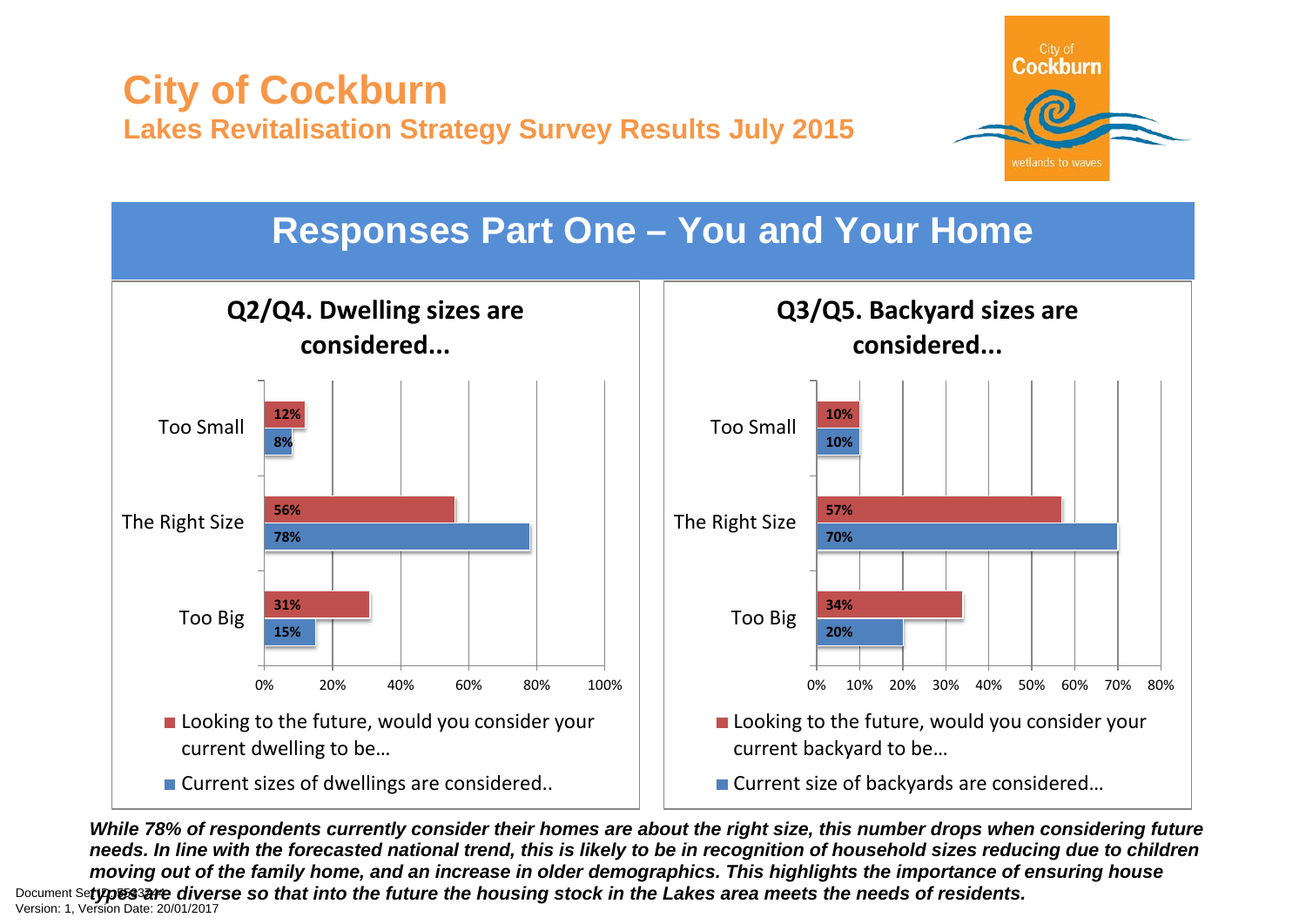# City of Cockburn

**Lakes Revitalisation Strategy Survey Results July 2015**

## Responses Part One – You and Your Home

### Q2/Q4. Dwelling sizes are considered...

| | Looking to the future, would you consider your current dwelling to be… | Current sizes of dwellings are considered.. |
|---|---|---|
| Too Small | 12% | 8% |
| The Right Size | 56% | 78% |
| Too Big | 31% | 15% |

### Q3/Q5. Backyard sizes are considered...

| | Looking to the future, would you consider your current backyard to be… | Current size of backyards are considered… |
|---|---|---|
| Too Small | 10% | 10% |
| The Right Size | 57% | 70% |
| Too Big | 34% | 20% |

***While 78% of respondents currently consider their homes are about the right size, this number drops when considering future needs. In line with the forecasted national trend, this is likely to be in recognition of household sizes reducing due to children moving out of the family home, and an increase in older demographics. This highlights the importance of ensuring house types are diverse so that into the future the housing stock in the Lakes area meets the needs of residents.***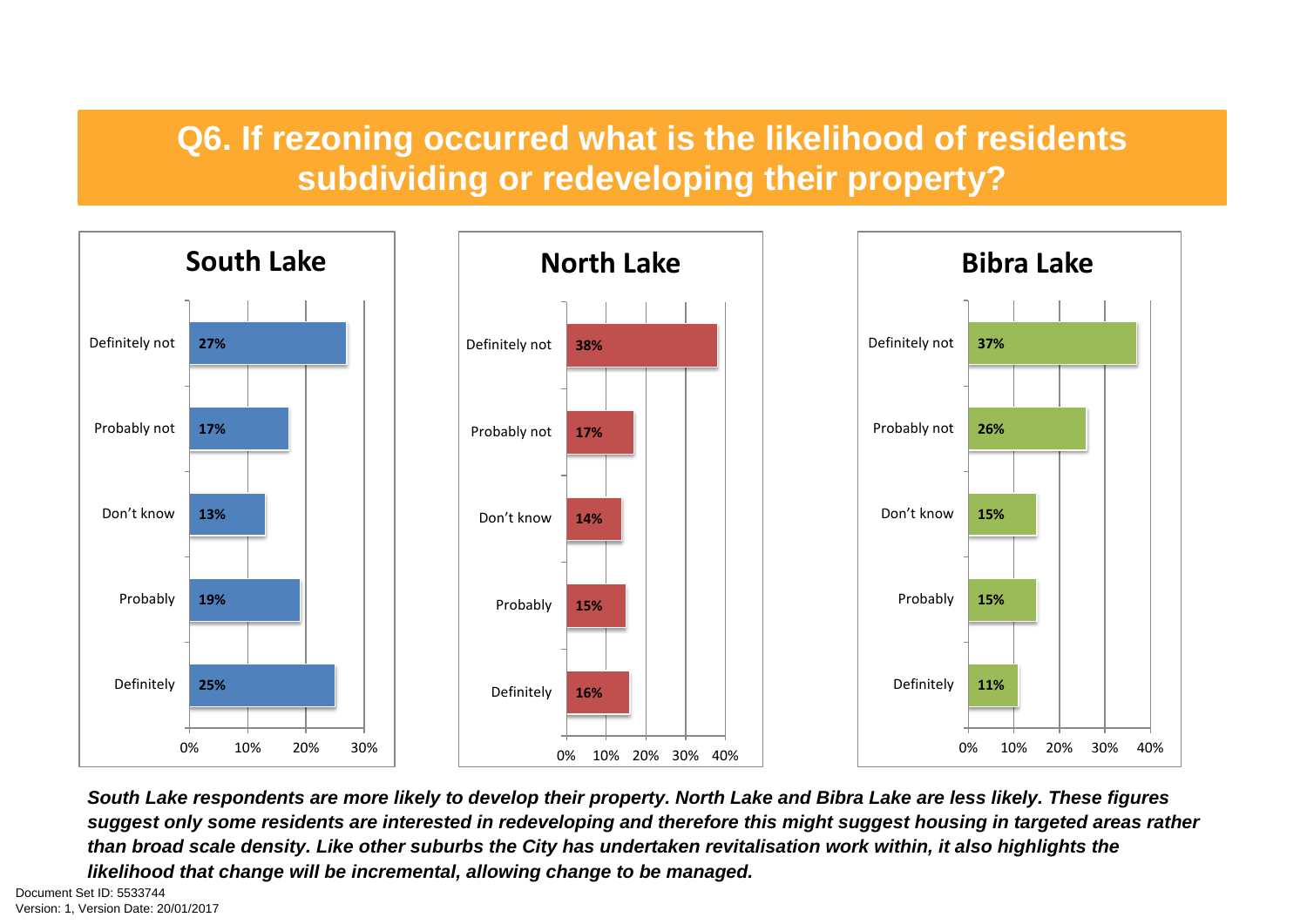# Q6. If rezoning occurred what is the likelihood of residents subdividing or redeveloping their property?

### South Lake

| Response | % |
|---|---|
| Definitely not | 27% |
| Probably not | 17% |
| Don't know | 13% |
| Probably | 19% |
| Definitely | 25% |

### North Lake

| Response | % |
|---|---|
| Definitely not | 38% |
| Probably not | 17% |
| Don't know | 14% |
| Probably | 15% |
| Definitely | 16% |

### Bibra Lake

| Response | % |
|---|---|
| Definitely not | 37% |
| Probably not | 26% |
| Don't know | 15% |
| Probably | 15% |
| Definitely | 11% |

***South Lake respondents are more likely to develop their property. North Lake and Bibra Lake are less likely. These figures suggest only some residents are interested in redeveloping and therefore this might suggest housing in targeted areas rather than broad scale density. Like other suburbs the City has undertaken revitalisation work within, it also highlights the likelihood that change will be incremental, allowing change to be managed.***

Document Set ID: 5533744
Version: 1, Version Date: 20/01/2017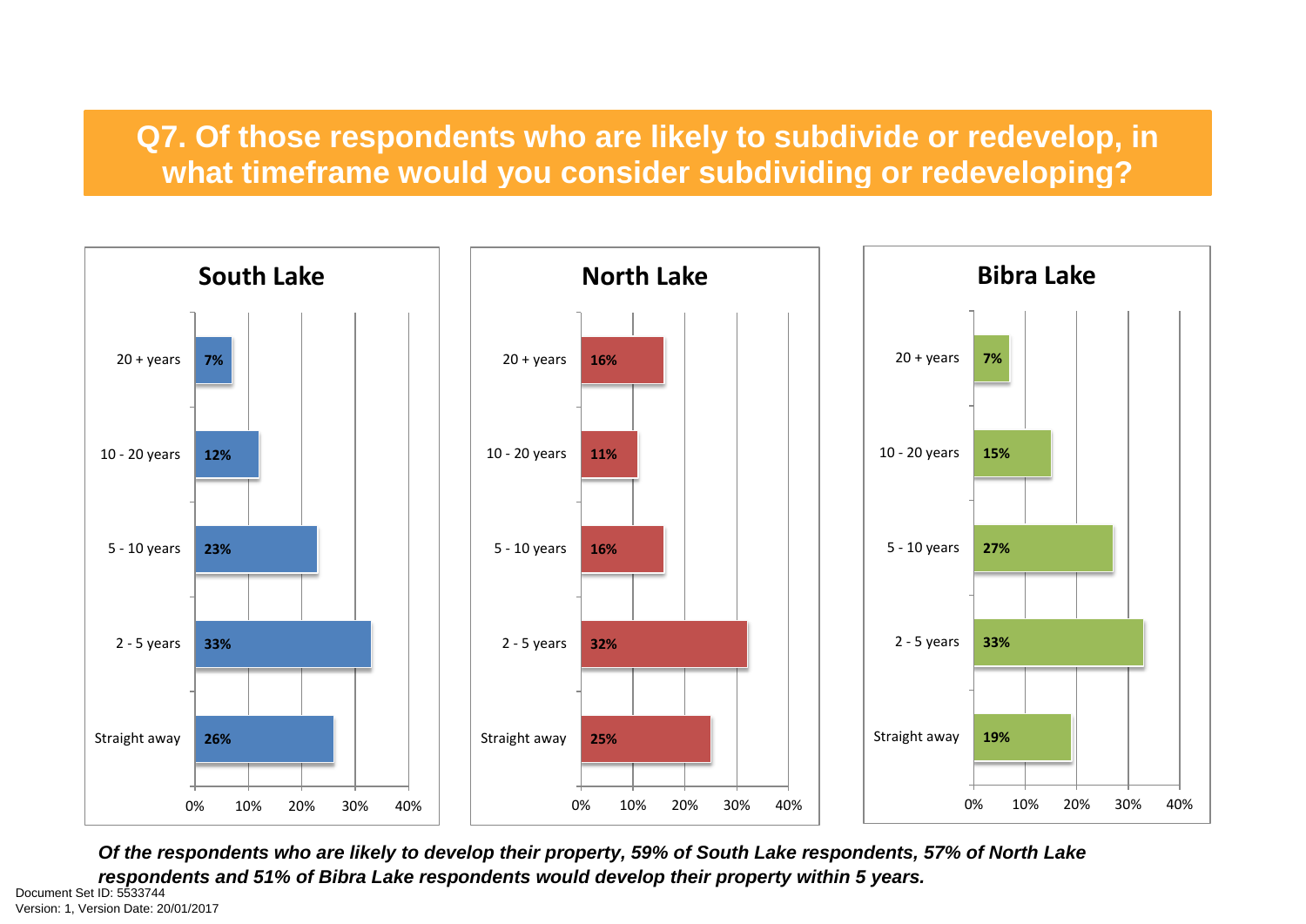# Q7. Of those respondents who are likely to subdivide or redevelop, in what timeframe would you consider subdividing or redeveloping?

| Timeframe | South Lake | North Lake | Bibra Lake |
|---|---|---|---|
| 20 + years | 7% | 16% | 7% |
| 10 - 20 years | 12% | 11% | 15% |
| 5 - 10 years | 23% | 16% | 27% |
| 2 - 5 years | 33% | 32% | 33% |
| Straight away | 26% | 25% | 19% |

***Of the respondents who are likely to develop their property, 59% of South Lake respondents, 57% of North Lake respondents and 51% of Bibra Lake respondents would develop their property within 5 years.***

Document Set ID: 5533744
Version: 1, Version Date: 20/01/2017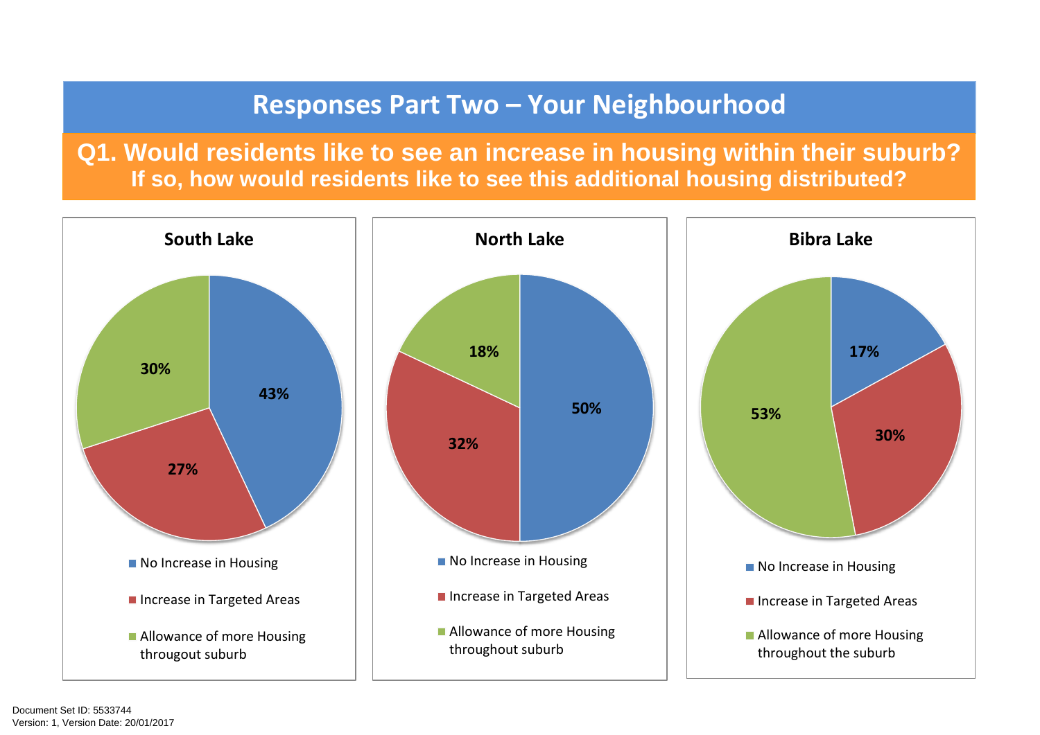# Responses Part Two – Your Neighbourhood

## Q1. Would residents like to see an increase in housing within their suburb? If so, how would residents like to see this additional housing distributed?

### South Lake

| Response | Percentage |
| --- | --- |
| No Increase in Housing | 43% |
| Increase in Targeted Areas | 27% |
| Allowance of more Housing througout suburb | 30% |

### North Lake

| Response | Percentage |
| --- | --- |
| No Increase in Housing | 50% |
| Increase in Targeted Areas | 32% |
| Allowance of more Housing throughout suburb | 18% |

### Bibra Lake

| Response | Percentage |
| --- | --- |
| No Increase in Housing | 17% |
| Increase in Targeted Areas | 30% |
| Allowance of more Housing throughout the suburb | 53% |

Document Set ID: 5533744
Version: 1, Version Date: 20/01/2017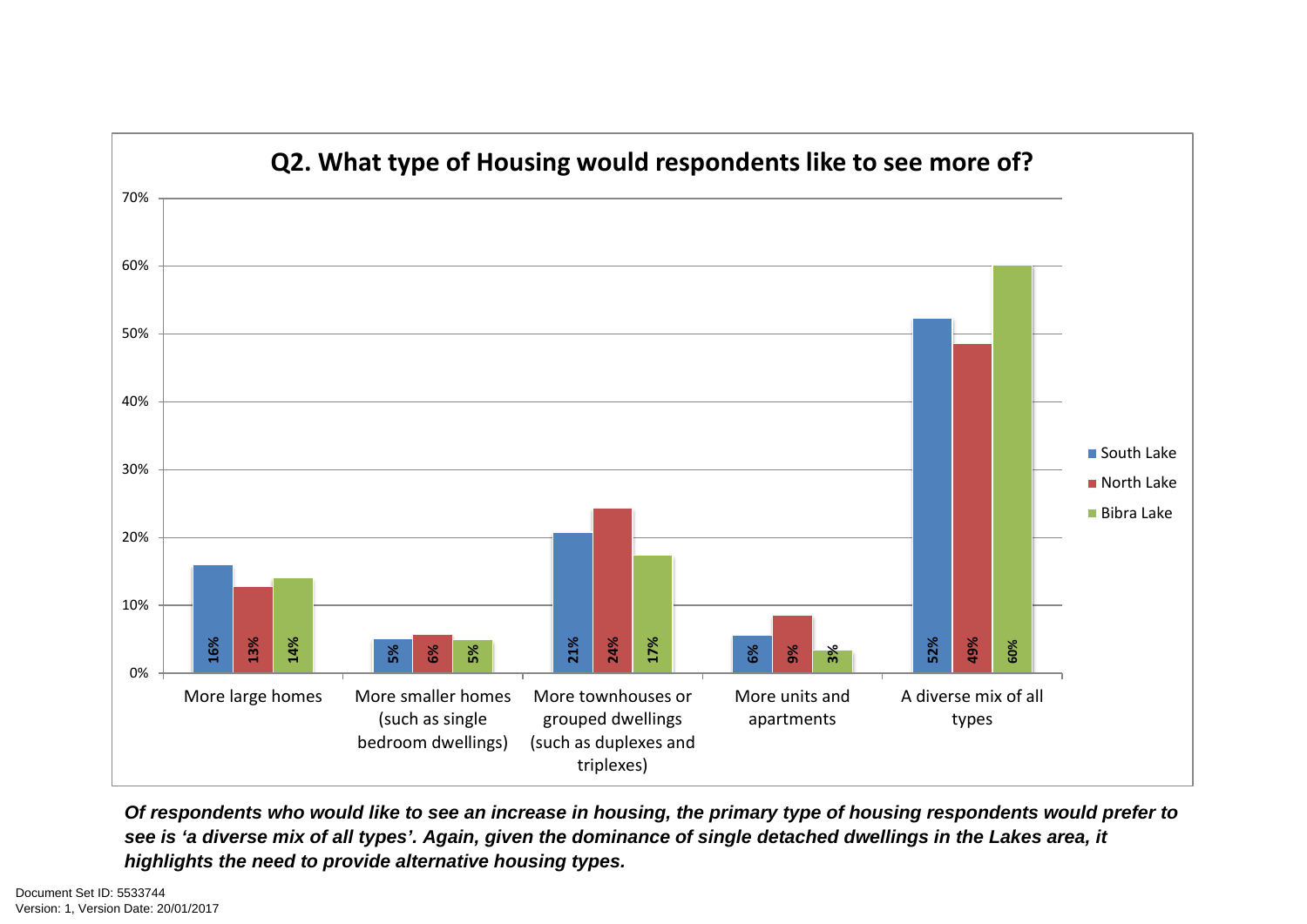## Q2. What type of Housing would respondents like to see more of?

| | South Lake | North Lake | Bibra Lake |
|---|---|---|---|
| More large homes | 16% | 13% | 14% |
| More smaller homes (such as single bedroom dwellings) | 5% | 6% | 5% |
| More townhouses or grouped dwellings (such as duplexes and triplexes) | 21% | 24% | 17% |
| More units and apartments | 6% | 9% | 3% |
| A diverse mix of all types | 52% | 49% | 60% |

***Of respondents who would like to see an increase in housing, the primary type of housing respondents would prefer to see is 'a diverse mix of all types'. Again, given the dominance of single detached dwellings in the Lakes area, it highlights the need to provide alternative housing types.***

Document Set ID: 5533744
Version: 1, Version Date: 20/01/2017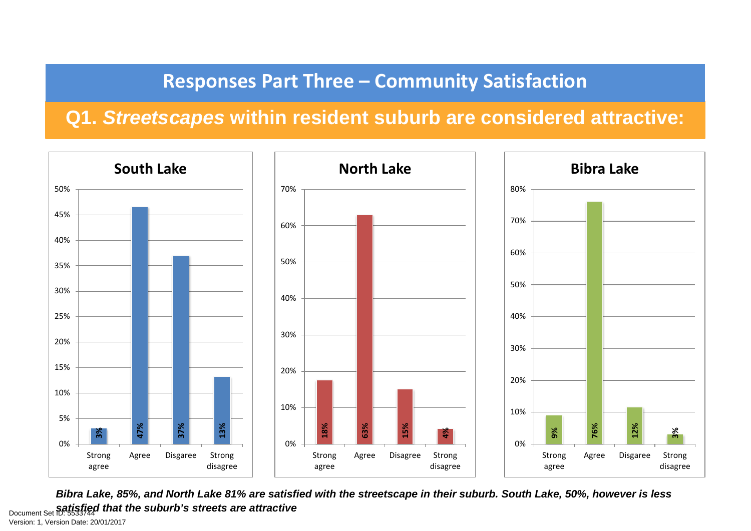# Responses Part Three – Community Satisfaction

## Q1. *Streetscapes* within resident suburb are considered attractive:

### South Lake

| Strong agree | Agree | Disagree | Strong disagree |
| --- | --- | --- | --- |
| 3% | 47% | 37% | 13% |

### North Lake

| Strong agree | Agree | Disagree | Strong disagree |
| --- | --- | --- | --- |
| 18% | 63% | 15% | 4% |

### Bibra Lake

| Strong agree | Agree | Disagree | Strong disagree |
| --- | --- | --- | --- |
| 9% | 76% | 12% | 3% |

***Bibra Lake, 85%, and North Lake 81% are satisfied with the streetscape in their suburb. South Lake, 50%, however is less satisfied that the suburb's streets are attractive***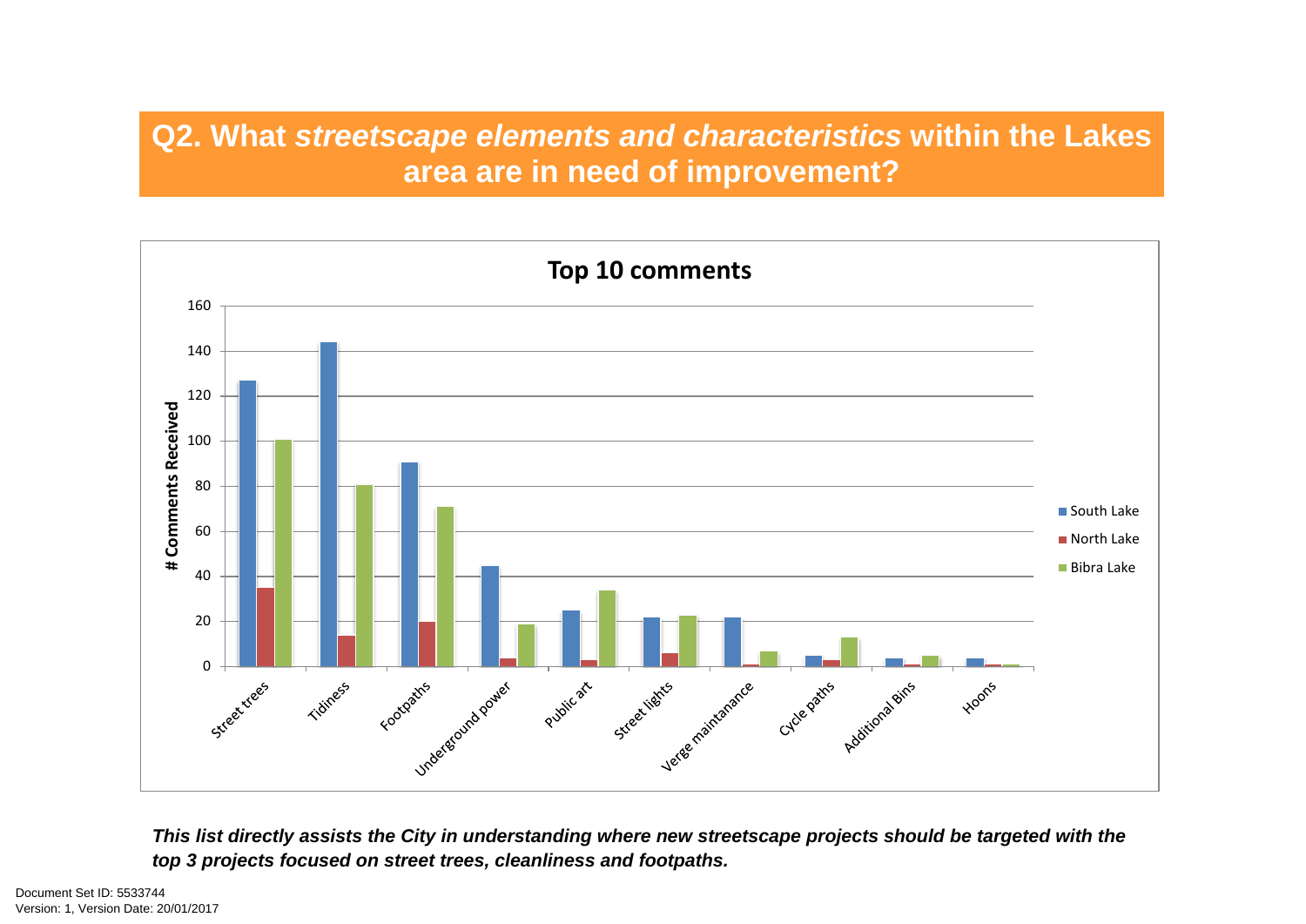# Q2. What *streetscape elements and characteristics* within the Lakes area are in need of improvement?

**Top 10 comments**

| | South Lake | North Lake | Bibra Lake |
|---|---|---|---|
| Street trees | 127 | 35 | 101 |
| Tidiness | 144 | 14 | 81 |
| Footpaths | 91 | 20 | 71 |
| Underground power | 45 | 4 | 19 |
| Public art | 25 | 3 | 34 |
| Street lights | 22 | 6 | 23 |
| Verge maintanance | 22 | 1 | 7 |
| Cycle paths | 5 | 3 | 13 |
| Additional Bins | 4 | 1 | 5 |
| Hoons | 4 | 1 | 1 |

*# Comments Received*

***This list directly assists the City in understanding where new streetscape projects should be targeted with the top 3 projects focused on street trees, cleanliness and footpaths.***

Document Set ID: 5533744
Version: 1, Version Date: 20/01/2017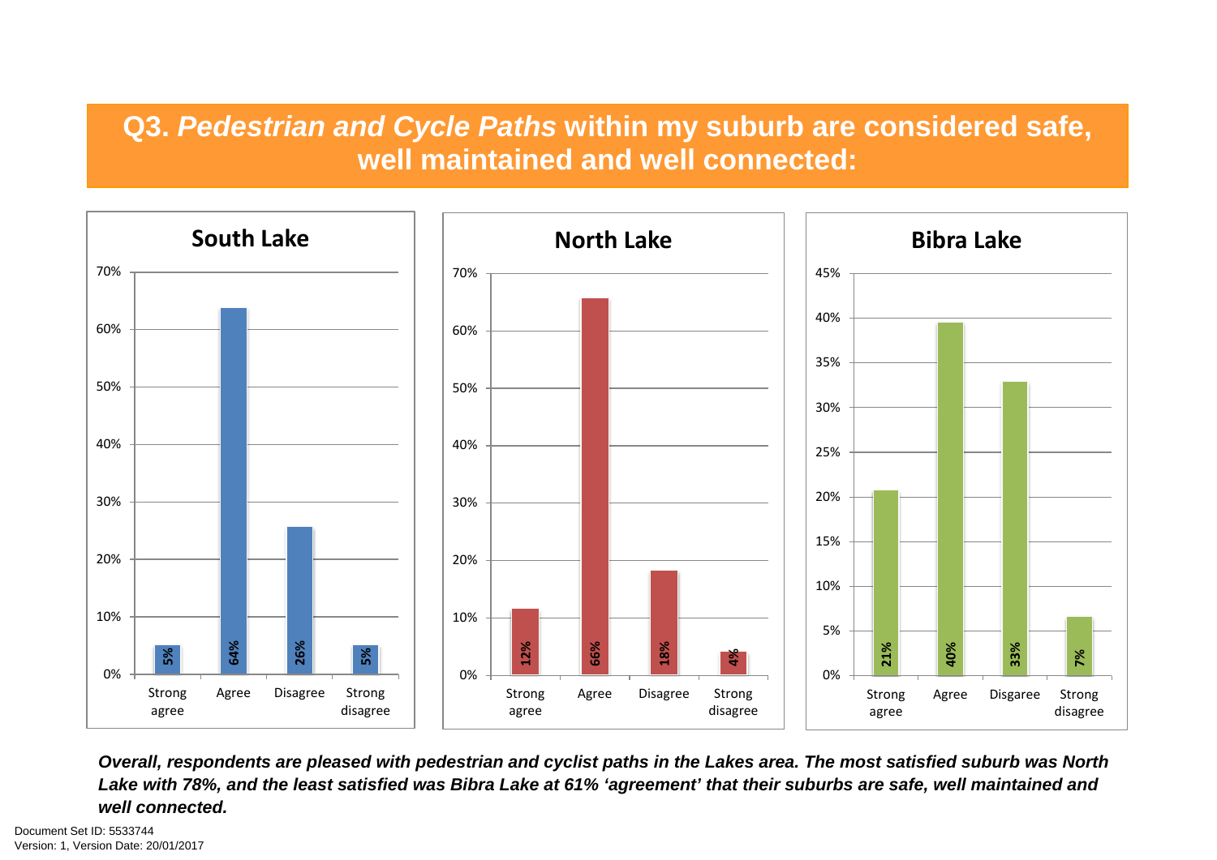# Q3. *Pedestrian and Cycle Paths* within my suburb are considered safe, well maintained and well connected:

**South Lake**

| Response | % |
| --- | --- |
| Strong agree | 5% |
| Agree | 64% |
| Disagree | 26% |
| Strong disagree | 5% |

**North Lake**

| Response | % |
| --- | --- |
| Strong agree | 12% |
| Agree | 66% |
| Disagree | 18% |
| Strong disagree | 4% |

**Bibra Lake**

| Response | % |
| --- | --- |
| Strong agree | 21% |
| Agree | 40% |
| Disagree | 33% |
| Strong disagree | 7% |

***Overall, respondents are pleased with pedestrian and cyclist paths in the Lakes area. The most satisfied suburb was North Lake with 78%, and the least satisfied was Bibra Lake at 61% 'agreement' that their suburbs are safe, well maintained and well connected.***

Document Set ID: 5533744
Version: 1, Version Date: 20/01/2017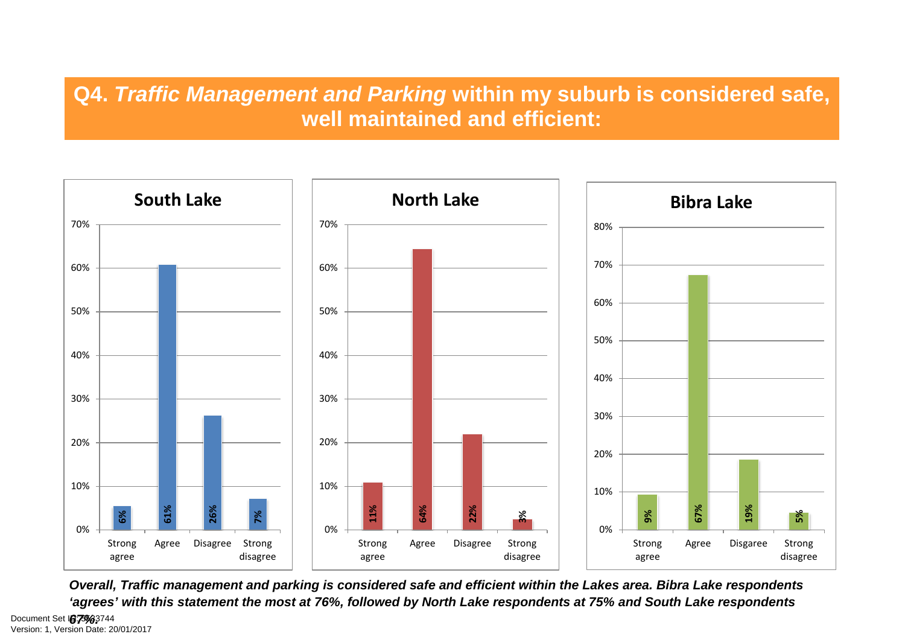# Q4. *Traffic Management and Parking* within my suburb is considered safe, well maintained and efficient:

### South Lake

| Response | % |
|---|---|
| Strong agree | 6% |
| Agree | 61% |
| Disagree | 26% |
| Strong disagree | 7% |

### North Lake

| Response | % |
|---|---|
| Strong agree | 11% |
| Agree | 64% |
| Disagree | 22% |
| Strong disagree | 3% |

### Bibra Lake

| Response | % |
|---|---|
| Strong agree | 9% |
| Agree | 67% |
| Disgaree | 19% |
| Strong disagree | 5% |

***Overall, Traffic management and parking is considered safe and efficient within the Lakes area. Bibra Lake respondents 'agrees' with this statement the most at 76%, followed by North Lake respondents at 75% and South Lake respondents 67%.***

Document Set ID: 5533744
Version: 1, Version Date: 20/01/2017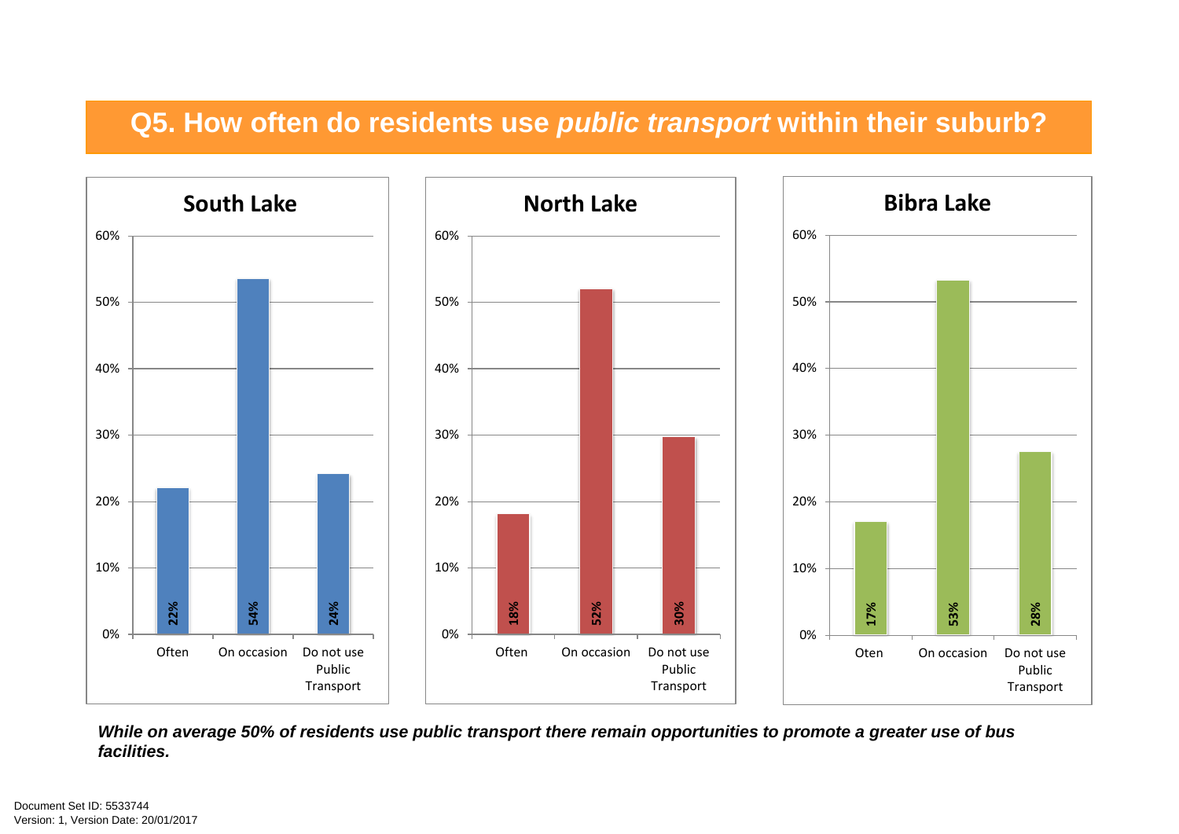# Q5. How often do residents use *public transport* within their suburb?

| Suburb | Often | On occasion | Do not use Public Transport |
| --- | --- | --- | --- |
| South Lake | 22% | 54% | 24% |
| North Lake | 18% | 52% | 30% |
| Bibra Lake | 17% | 53% | 28% |

***While on average 50% of residents use public transport there remain opportunities to promote a greater use of bus facilities.***

Document Set ID: 5533744
Version: 1, Version Date: 20/01/2017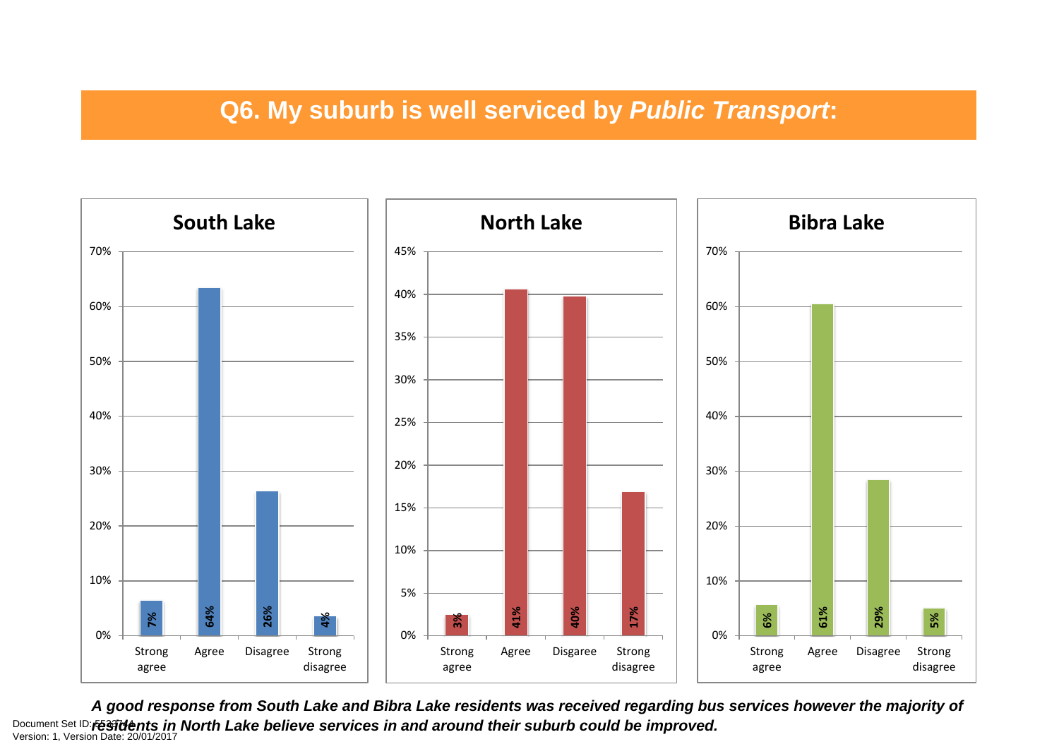# Q6. My suburb is well serviced by *Public Transport*:

## South Lake

| Response | Percentage |
|---|---|
| Strong agree | 7% |
| Agree | 64% |
| Disagree | 26% |
| Strong disagree | 4% |

## North Lake

| Response | Percentage |
|---|---|
| Strong agree | 3% |
| Agree | 41% |
| Disagree | 40% |
| Strong disagree | 17% |

## Bibra Lake

| Response | Percentage |
|---|---|
| Strong agree | 6% |
| Agree | 61% |
| Disagree | 29% |
| Strong disagree | 5% |

***A good response from South Lake and Bibra Lake residents was received regarding bus services however the majority of residents in North Lake believe services in and around their suburb could be improved.***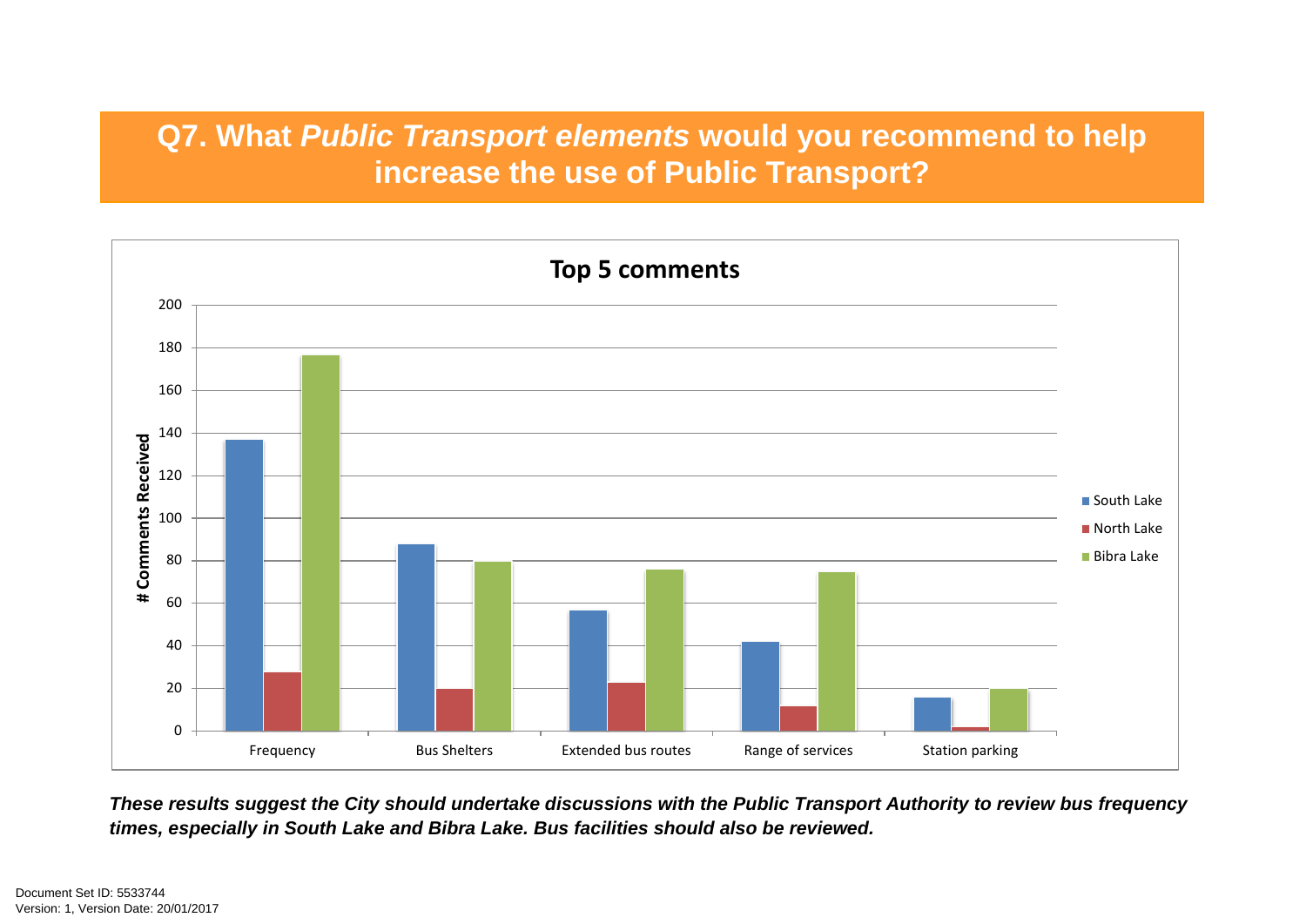## Q7. What *Public Transport elements* would you recommend to help increase the use of Public Transport?

**Top 5 comments**

| | South Lake | North Lake | Bibra Lake |
|---|---|---|---|
| Frequency | 137 | 28 | 177 |
| Bus Shelters | 88 | 20 | 80 |
| Extended bus routes | 57 | 23 | 76 |
| Range of services | 42 | 12 | 75 |
| Station parking | 16 | 2 | 20 |

***These results suggest the City should undertake discussions with the Public Transport Authority to review bus frequency times, especially in South Lake and Bibra Lake. Bus facilities should also be reviewed.***

Document Set ID: 5533744
Version: 1, Version Date: 20/01/2017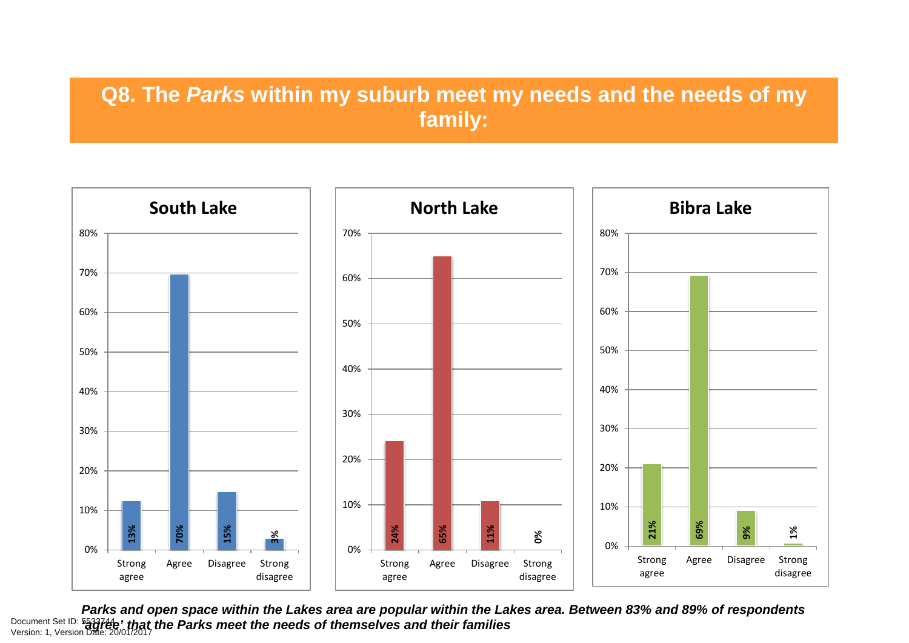# Q8. The *Parks* within my suburb meet my needs and the needs of my family:

**South Lake**

| | Strong agree | Agree | Disagree | Strong disagree |
|---|---|---|---|---|
| South Lake | 13% | 70% | 15% | 3% |

**North Lake**

| | Strong agree | Agree | Disagree | Strong disagree |
|---|---|---|---|---|
| North Lake | 24% | 65% | 11% | 0% |

**Bibra Lake**

| | Strong agree | Agree | Disagree | Strong disagree |
|---|---|---|---|---|
| Bibra Lake | 21% | 69% | 9% | 1% |

***Parks and open space within the Lakes area are popular within the Lakes area. Between 83% and 89% of respondents 'agree' that the Parks meet the needs of themselves and their families***

Document Set ID: 5537744
Version: 1, Version Date: 20/01/2017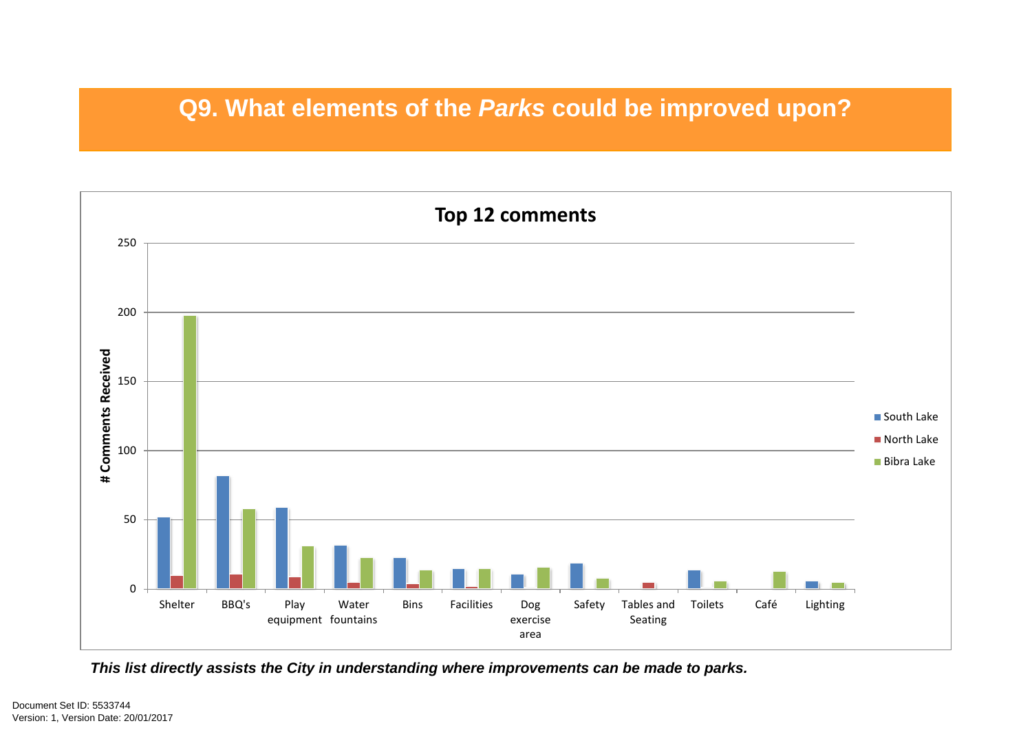# Q9. What elements of the *Parks* could be improved upon?

**Top 12 comments**

| Comment | South Lake | North Lake | Bibra Lake |
|---|---|---|---|
| Shelter | 52 | 10 | 198 |
| BBQ's | 82 | 11 | 58 |
| Play equipment | 59 | 9 | 31 |
| Water fountains | 32 | 5 | 23 |
| Bins | 23 | 4 | 14 |
| Facilities | 15 | 2 | 15 |
| Dog exercise area | 11 | | 16 |
| Safety | 19 | | 8 |
| Tables and Seating | | 5 | |
| Toilets | 14 | | 6 |
| Café | | | 13 |
| Lighting | 6 | | 5 |

*# Comments Received (y-axis: 0–250)*

***This list directly assists the City in understanding where improvements can be made to parks.***

Document Set ID: 5533744
Version: 1, Version Date: 20/01/2017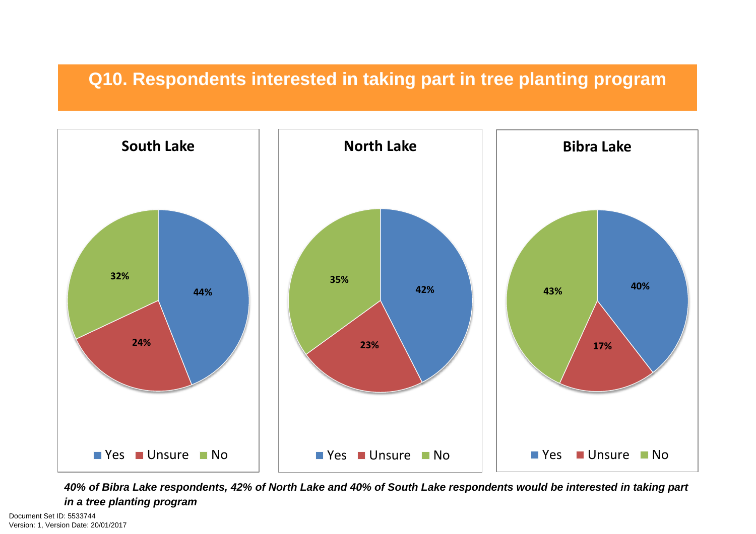## Q10. Respondents interested in taking part in tree planting program

South Lake

44%
24%
32%

Yes Unsure No

North Lake

42%
23%
35%

Yes Unsure No

Bibra Lake

40%
17%
43%

Yes Unsure No

***40% of Bibra Lake respondents, 42% of North Lake and 40% of South Lake respondents would be interested in taking part in a tree planting program***

Document Set ID: 5533744
Version: 1, Version Date: 20/01/2017